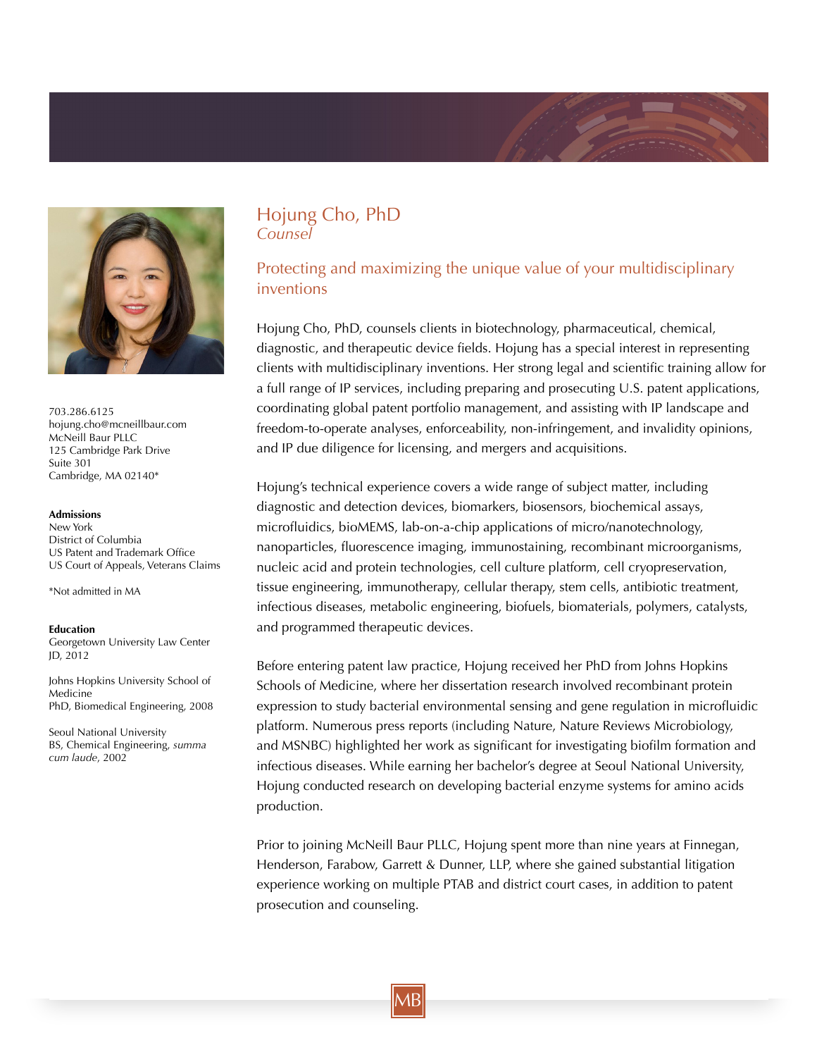# Hojung Cho, PhD

*Counsel*

703.286.6125
hojung.cho@mcneillbaur.com
McNeill Baur PLLC
125 Cambridge Park Drive
Suite 301
Cambridge, MA 02140*

**Admissions**
New York
District of Columbia
US Patent and Trademark Office
US Court of Appeals, Veterans Claims

*Not admitted in MA

**Education**
Georgetown University Law Center
JD, 2012

Johns Hopkins University School of Medicine
PhD, Biomedical Engineering, 2008

Seoul National University
BS, Chemical Engineering, *summa cum laude*, 2002

## Protecting and maximizing the unique value of your multidisciplinary inventions

Hojung Cho, PhD, counsels clients in biotechnology, pharmaceutical, chemical, diagnostic, and therapeutic device fields. Hojung has a special interest in representing clients with multidisciplinary inventions. Her strong legal and scientific training allow for a full range of IP services, including preparing and prosecuting U.S. patent applications, coordinating global patent portfolio management, and assisting with IP landscape and freedom-to-operate analyses, enforceability, non-infringement, and invalidity opinions, and IP due diligence for licensing, and mergers and acquisitions.

Hojung's technical experience covers a wide range of subject matter, including diagnostic and detection devices, biomarkers, biosensors, biochemical assays, microfluidics, bioMEMS, lab-on-a-chip applications of micro/nanotechnology, nanoparticles, fluorescence imaging, immunostaining, recombinant microorganisms, nucleic acid and protein technologies, cell culture platform, cell cryopreservation, tissue engineering, immunotherapy, cellular therapy, stem cells, antibiotic treatment, infectious diseases, metabolic engineering, biofuels, biomaterials, polymers, catalysts, and programmed therapeutic devices.

Before entering patent law practice, Hojung received her PhD from Johns Hopkins Schools of Medicine, where her dissertation research involved recombinant protein expression to study bacterial environmental sensing and gene regulation in microfluidic platform. Numerous press reports (including Nature, Nature Reviews Microbiology, and MSNBC) highlighted her work as significant for investigating biofilm formation and infectious diseases. While earning her bachelor's degree at Seoul National University, Hojung conducted research on developing bacterial enzyme systems for amino acids production.

Prior to joining McNeill Baur PLLC, Hojung spent more than nine years at Finnegan, Henderson, Farabow, Garrett & Dunner, LLP, where she gained substantial litigation experience working on multiple PTAB and district court cases, in addition to patent prosecution and counseling.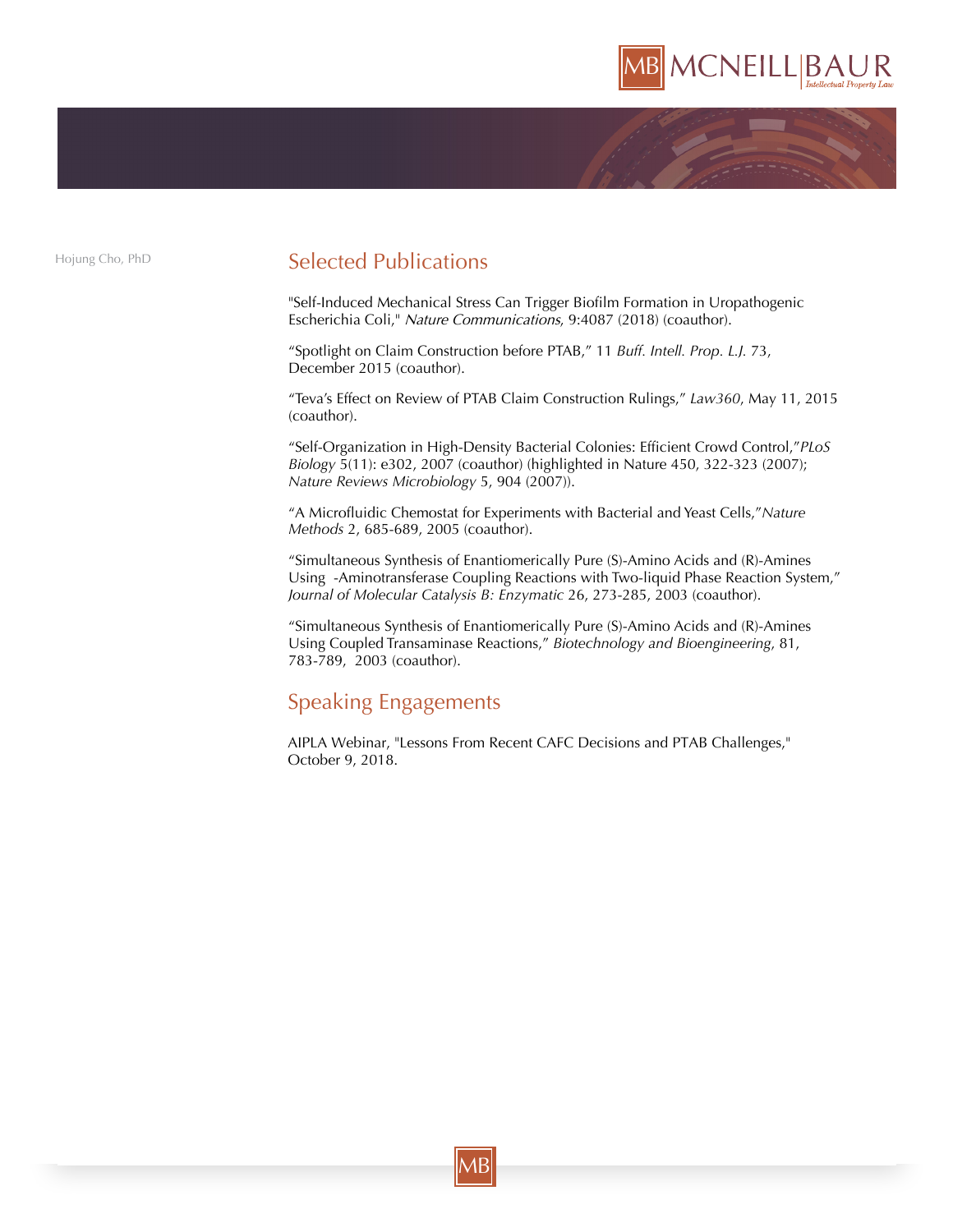Hojung Cho, PhD

## Selected Publications

"Self-Induced Mechanical Stress Can Trigger Biofilm Formation in Uropathogenic Escherichia Coli," *Nature Communications*, 9:4087 (2018) (coauthor).

"Spotlight on Claim Construction before PTAB," 11 *Buff. Intell. Prop. L.J.* 73, December 2015 (coauthor).

"Teva's Effect on Review of PTAB Claim Construction Rulings," *Law360*, May 11, 2015 (coauthor).

"Self-Organization in High-Density Bacterial Colonies: Efficient Crowd Control,"*PLoS Biology* 5(11): e302, 2007 (coauthor) (highlighted in Nature 450, 322-323 (2007); *Nature Reviews Microbiology* 5, 904 (2007)).

"A Microfluidic Chemostat for Experiments with Bacterial and Yeast Cells,"*Nature Methods* 2, 685-689, 2005 (coauthor).

"Simultaneous Synthesis of Enantiomerically Pure (S)-Amino Acids and (R)-Amines Using -Aminotransferase Coupling Reactions with Two-liquid Phase Reaction System," *Journal of Molecular Catalysis B: Enzymatic* 26, 273-285, 2003 (coauthor).

"Simultaneous Synthesis of Enantiomerically Pure (S)-Amino Acids and (R)-Amines Using Coupled Transaminase Reactions," *Biotechnology and Bioengineering*, 81, 783-789, 2003 (coauthor).

## Speaking Engagements

AIPLA Webinar, "Lessons From Recent CAFC Decisions and PTAB Challenges," October 9, 2018.